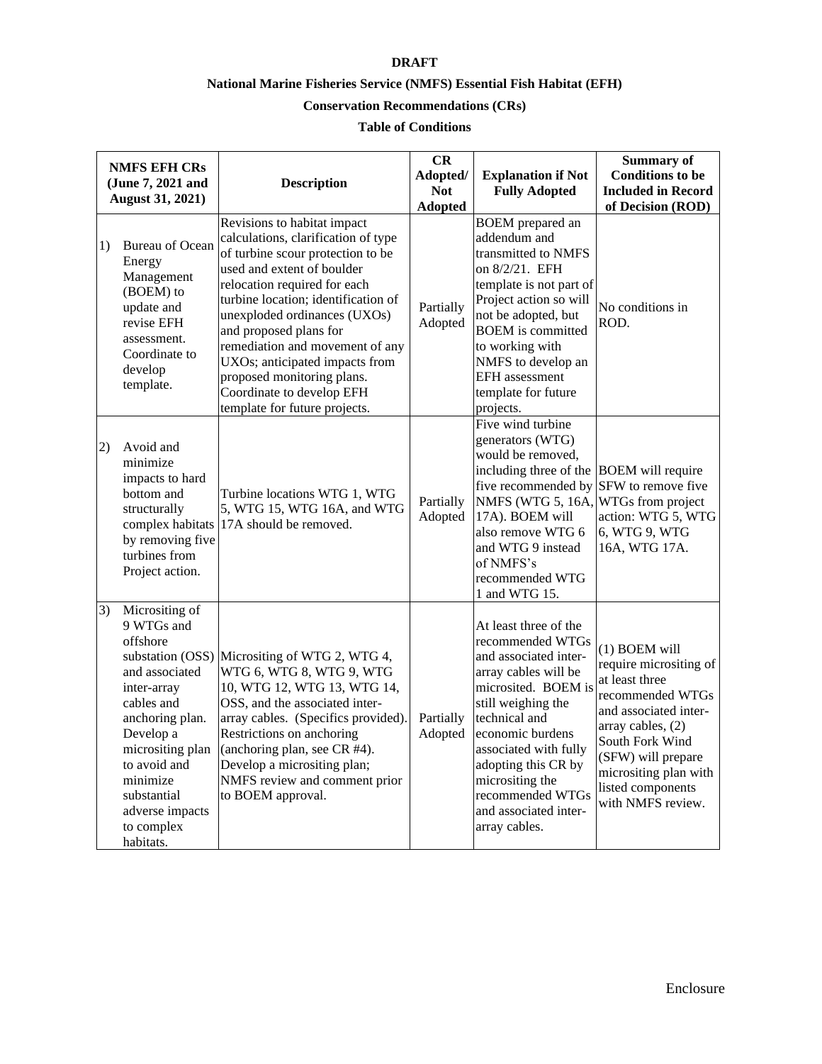**DRAFT**

**National Marine Fisheries Service (NMFS) Essential Fish Habitat (EFH)**

**Conservation Recommendations (CRs)**

**Table of Conditions**

| NMFS EFH CRs (June 7, 2021 and August 31, 2021) | Description | CR Adopted/ Not Adopted | Explanation if Not Fully Adopted | Summary of Conditions to be Included in Record of Decision (ROD) |
|---|---|---|---|---|
| 1) Bureau of Ocean Energy Management (BOEM) to update and revise EFH assessment. Coordinate to develop template. | Revisions to habitat impact calculations, clarification of type of turbine scour protection to be used and extent of boulder relocation required for each turbine location; identification of unexploded ordinances (UXOs) and proposed plans for remediation and movement of any UXOs; anticipated impacts from proposed monitoring plans. Coordinate to develop EFH template for future projects. | Partially Adopted | BOEM prepared an addendum and transmitted to NMFS on 8/2/21. EFH template is not part of Project action so will not be adopted, but BOEM is committed to working with NMFS to develop an EFH assessment template for future projects. | No conditions in ROD. |
| 2) Avoid and minimize impacts to hard bottom and structurally complex habitats by removing five turbines from Project action. | Turbine locations WTG 1, WTG 5, WTG 15, WTG 16A, and WTG 17A should be removed. | Partially Adopted | Five wind turbine generators (WTG) would be removed, including three of the five recommended by NMFS (WTG 5, 16A, 17A). BOEM will also remove WTG 6 and WTG 9 instead of NMFS's recommended WTG 1 and WTG 15. | BOEM will require SFW to remove five WTGs from project action: WTG 5, WTG 6, WTG 9, WTG 16A, WTG 17A. |
| 3) Micrositing of 9 WTGs and offshore substation (OSS) and associated inter-array cables and anchoring plan. Develop a micrositing plan to avoid and minimize substantial adverse impacts to complex habitats. | Micrositing of WTG 2, WTG 4, WTG 6, WTG 8, WTG 9, WTG 10, WTG 12, WTG 13, WTG 14, OSS, and the associated inter-array cables. (Specifics provided). Restrictions on anchoring (anchoring plan, see CR #4). Develop a micrositing plan; NMFS review and comment prior to BOEM approval. | Partially Adopted | At least three of the recommended WTGs and associated inter-array cables will be microsited. BOEM is still weighing the technical and economic burdens associated with fully adopting this CR by micrositing the recommended WTGs and associated inter-array cables. | (1) BOEM will require micrositing of at least three recommended WTGs and associated inter-array cables, (2) South Fork Wind (SFW) will prepare micrositing plan with listed components with NMFS review. |

Enclosure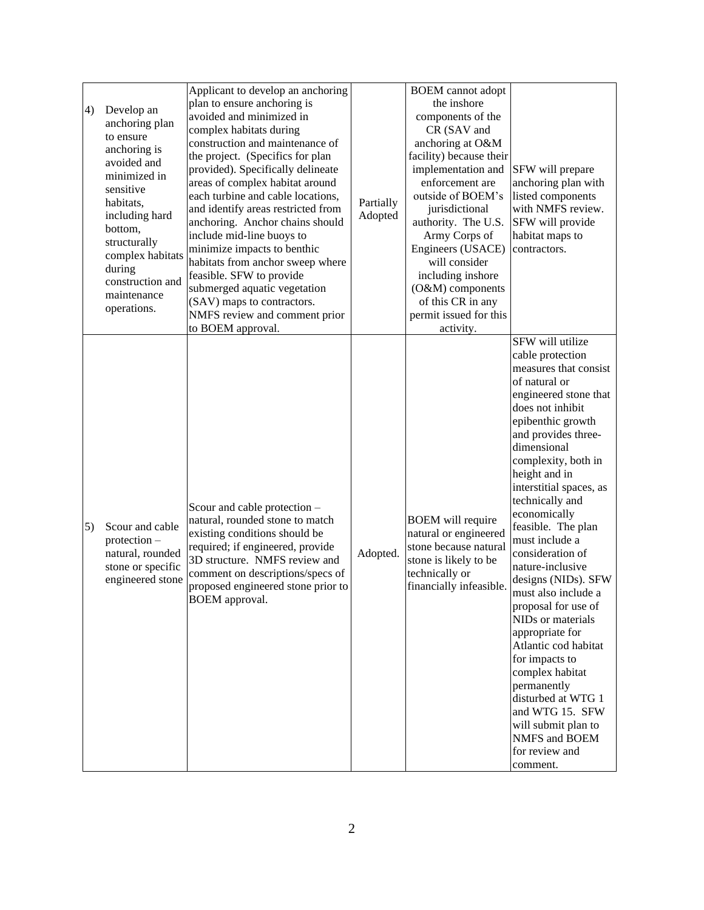| | | | | |
|---|---|---|---|---|
| 4) Develop an anchoring plan to ensure anchoring is avoided and minimized in sensitive habitats, including hard bottom, structurally complex habitats during construction and maintenance operations. | Applicant to develop an anchoring plan to ensure anchoring is avoided and minimized in complex habitats during construction and maintenance of the project. (Specifics for plan provided). Specifically delineate areas of complex habitat around each turbine and cable locations, and identify areas restricted from anchoring. Anchor chains should include mid-line buoys to minimize impacts to benthic habitats from anchor sweep where feasible. SFW to provide submerged aquatic vegetation (SAV) maps to contractors. NMFS review and comment prior to BOEM approval. | Partially Adopted | BOEM cannot adopt the inshore components of the CR (SAV and anchoring at O&M facility) because their implementation and enforcement are outside of BOEM's jurisdictional authority. The U.S. Army Corps of Engineers (USACE) will consider including inshore (O&M) components of this CR in any permit issued for this activity. | SFW will prepare anchoring plan with listed components with NMFS review. SFW will provide habitat maps to contractors. |
| 5) Scour and cable protection – natural, rounded stone or specific engineered stone | Scour and cable protection – natural, rounded stone to match existing conditions should be required; if engineered, provide 3D structure. NMFS review and comment on descriptions/specs of proposed engineered stone prior to BOEM approval. | Adopted. | BOEM will require natural or engineered stone because natural stone is likely to be technically or financially infeasible. | SFW will utilize cable protection measures that consist of natural or engineered stone that does not inhibit epibenthic growth and provides three-dimensional complexity, both in height and in interstitial spaces, as technically and economically feasible. The plan must include a consideration of nature-inclusive designs (NIDs). SFW must also include a proposal for use of NIDs or materials appropriate for Atlantic cod habitat for impacts to complex habitat permanently disturbed at WTG 1 and WTG 15. SFW will submit plan to NMFS and BOEM for review and comment. |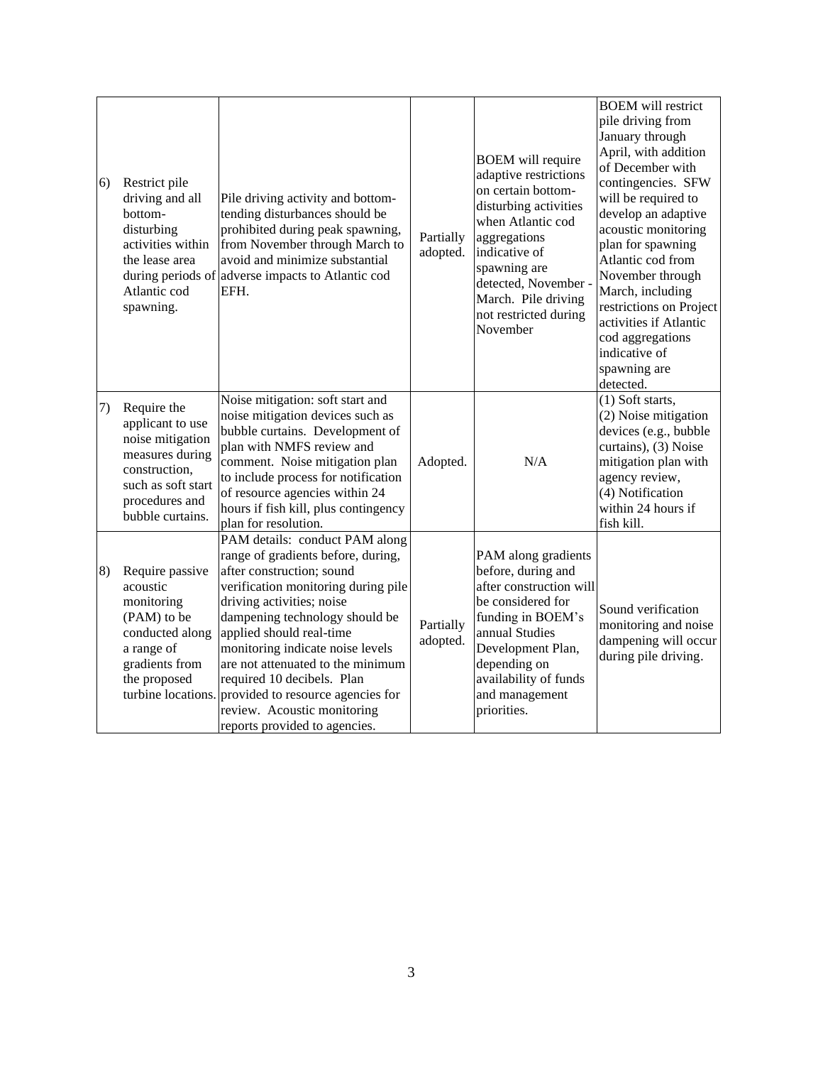| 6) | Restrict pile driving and all bottom-disturbing activities within the lease area during periods of Atlantic cod spawning. | Pile driving activity and bottom-tending disturbances should be prohibited during peak spawning, from November through March to avoid and minimize substantial adverse impacts to Atlantic cod EFH. | Partially adopted. | BOEM will require adaptive restrictions on certain bottom-disturbing activities when Atlantic cod aggregations indicative of spawning are detected, November - March. Pile driving not restricted during November | BOEM will restrict pile driving from January through April, with addition of December with contingencies. SFW will be required to develop an adaptive acoustic monitoring plan for spawning Atlantic cod from November through March, including restrictions on Project activities if Atlantic cod aggregations indicative of spawning are detected. |
|---|---|---|---|---|---|
| 7) | Require the applicant to use noise mitigation measures during construction, such as soft start procedures and bubble curtains. | Noise mitigation: soft start and noise mitigation devices such as bubble curtains. Development of plan with NMFS review and comment. Noise mitigation plan to include process for notification of resource agencies within 24 hours if fish kill, plus contingency plan for resolution. | Adopted. | N/A | (1) Soft starts, (2) Noise mitigation devices (e.g., bubble curtains), (3) Noise mitigation plan with agency review, (4) Notification within 24 hours if fish kill. |
| 8) | Require passive acoustic monitoring (PAM) to be conducted along a range of gradients from the proposed turbine locations. | PAM details: conduct PAM along range of gradients before, during, after construction; sound verification monitoring during pile driving activities; noise dampening technology should be applied should real-time monitoring indicate noise levels are not attenuated to the minimum required 10 decibels. Plan provided to resource agencies for review. Acoustic monitoring reports provided to agencies. | Partially adopted. | PAM along gradients before, during and after construction will be considered for funding in BOEM's annual Studies Development Plan, depending on availability of funds and management priorities. | Sound verification monitoring and noise dampening will occur during pile driving. |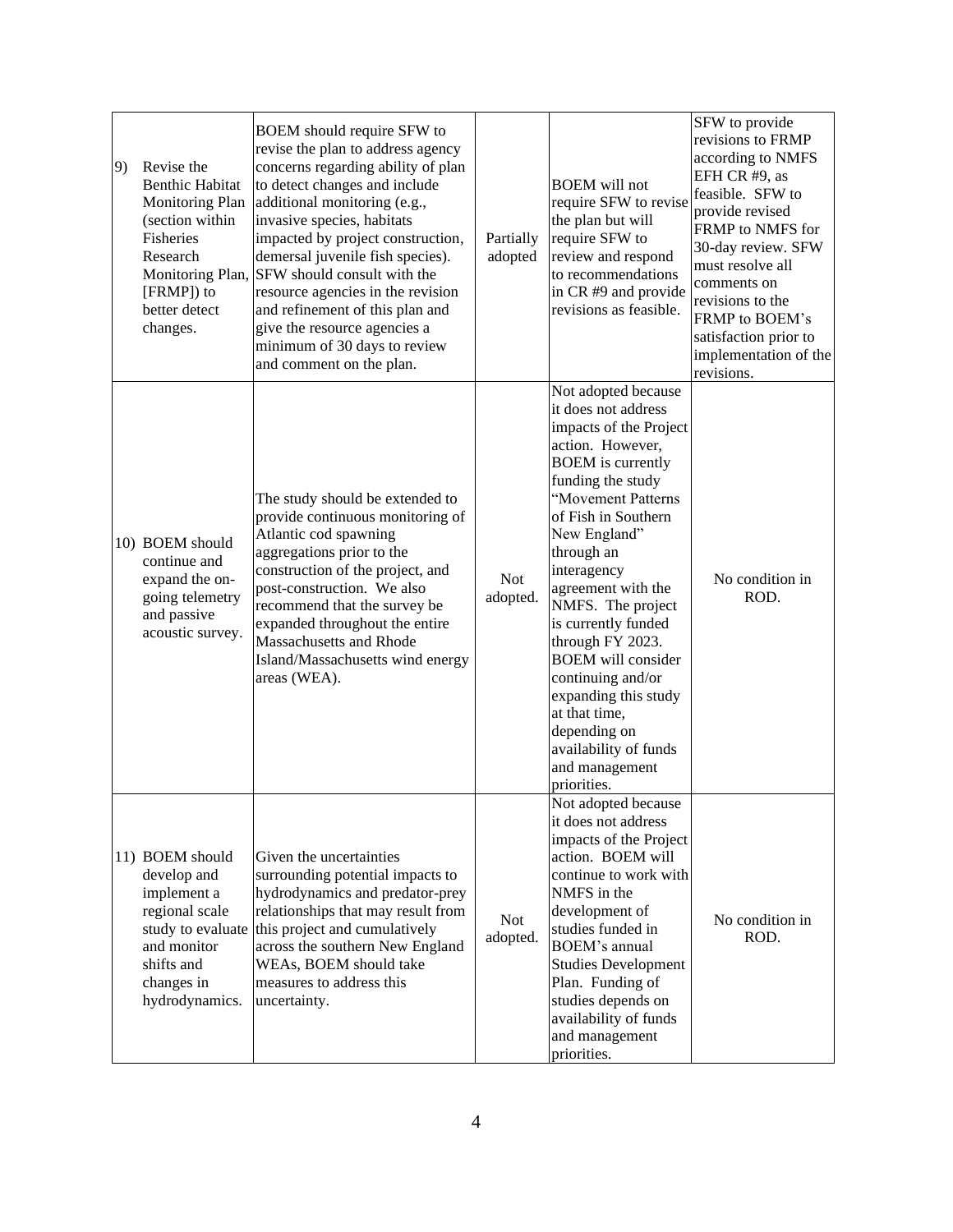| | | | | |
|---|---|---|---|---|
| 9) Revise the Benthic Habitat Monitoring Plan (section within Fisheries Research Monitoring Plan, [FRMP]) to better detect changes. | BOEM should require SFW to revise the plan to address agency concerns regarding ability of plan to detect changes and include additional monitoring (e.g., invasive species, habitats impacted by project construction, demersal juvenile fish species). SFW should consult with the resource agencies in the revision and refinement of this plan and give the resource agencies a minimum of 30 days to review and comment on the plan. | Partially adopted | BOEM will not require SFW to revise the plan but will require SFW to review and respond to recommendations in CR #9 and provide revisions as feasible. | SFW to provide revisions to FRMP according to NMFS EFH CR #9, as feasible. SFW to provide revised FRMP to NMFS for 30-day review. SFW must resolve all comments on revisions to the FRMP to BOEM's satisfaction prior to implementation of the revisions. |
| 10) BOEM should continue and expand the on-going telemetry and passive acoustic survey. | The study should be extended to provide continuous monitoring of Atlantic cod spawning aggregations prior to the construction of the project, and post-construction. We also recommend that the survey be expanded throughout the entire Massachusetts and Rhode Island/Massachusetts wind energy areas (WEA). | Not adopted. | Not adopted because it does not address impacts of the Project action. However, BOEM is currently funding the study "Movement Patterns of Fish in Southern New England" through an interagency agreement with the NMFS. The project is currently funded through FY 2023. BOEM will consider continuing and/or expanding this study at that time, depending on availability of funds and management priorities. | No condition in ROD. |
| 11) BOEM should develop and implement a regional scale study to evaluate and monitor shifts and changes in hydrodynamics. | Given the uncertainties surrounding potential impacts to hydrodynamics and predator-prey relationships that may result from this project and cumulatively across the southern New England WEAs, BOEM should take measures to address this uncertainty. | Not adopted. | Not adopted because it does not address impacts of the Project action. BOEM will continue to work with NMFS in the development of studies funded in BOEM's annual Studies Development Plan. Funding of studies depends on availability of funds and management priorities. | No condition in ROD. |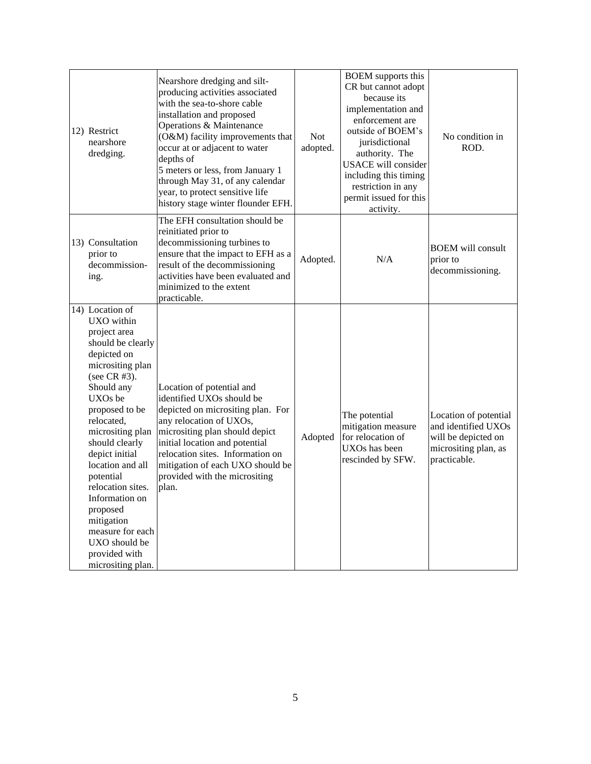| 12) Restrict nearshore dredging. | Nearshore dredging and silt-producing activities associated with the sea-to-shore cable installation and proposed Operations & Maintenance (O&M) facility improvements that occur at or adjacent to water depths of 5 meters or less, from January 1 through May 31, of any calendar year, to protect sensitive life history stage winter flounder EFH. | Not adopted. | BOEM supports this CR but cannot adopt because its implementation and enforcement are outside of BOEM's jurisdictional authority. The USACE will consider including this timing restriction in any permit issued for this activity. | No condition in ROD. |
|---|---|---|---|---|
| 13) Consultation prior to decommissioning. | The EFH consultation should be reinitiated prior to decommissioning turbines to ensure that the impact to EFH as a result of the decommissioning activities have been evaluated and minimized to the extent practicable. | Adopted. | N/A | BOEM will consult prior to decommissioning. |
| 14) Location of UXO within project area should be clearly depicted on micrositing plan (see CR #3). Should any UXOs be proposed to be relocated, micrositing plan should clearly depict initial location and all potential relocation sites. Information on proposed mitigation measure for each UXO should be provided with micrositing plan. | Location of potential and identified UXOs should be depicted on micrositing plan. For any relocation of UXOs, micrositing plan should depict initial location and potential relocation sites. Information on mitigation of each UXO should be provided with the micrositing plan. | Adopted | The potential mitigation measure for relocation of UXOs has been rescinded by SFW. | Location of potential and identified UXOs will be depicted on micrositing plan, as practicable. |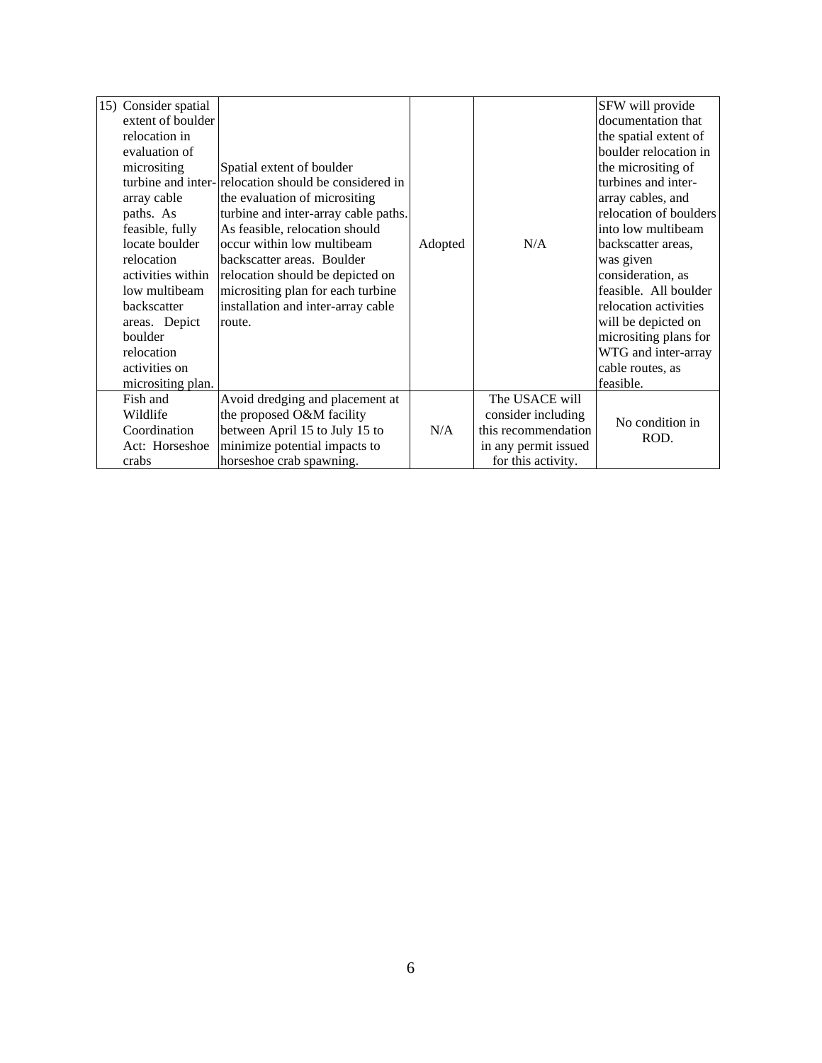| | | | | |
|---|---|---|---|---|
| 15) Consider spatial extent of boulder relocation in evaluation of micrositing turbine and inter-array cable paths. As feasible, fully locate boulder relocation activities within low multibeam backscatter areas. Depict boulder relocation activities on micrositing plan. | Spatial extent of boulder relocation should be considered in the evaluation of micrositing turbine and inter-array cable paths. As feasible, relocation should occur within low multibeam backscatter areas. Boulder relocation should be depicted on micrositing plan for each turbine installation and inter-array cable route. | Adopted | N/A | SFW will provide documentation that the spatial extent of boulder relocation in the micrositing of turbines and inter-array cables, and relocation of boulders into low multibeam backscatter areas, was given consideration, as feasible. All boulder relocation activities will be depicted on micrositing plans for WTG and inter-array cable routes, as feasible. |
| Fish and Wildlife Coordination Act: Horseshoe crabs | Avoid dredging and placement at the proposed O&M facility between April 15 to July 15 to minimize potential impacts to horseshoe crab spawning. | N/A | The USACE will consider including this recommendation in any permit issued for this activity. | No condition in ROD. |